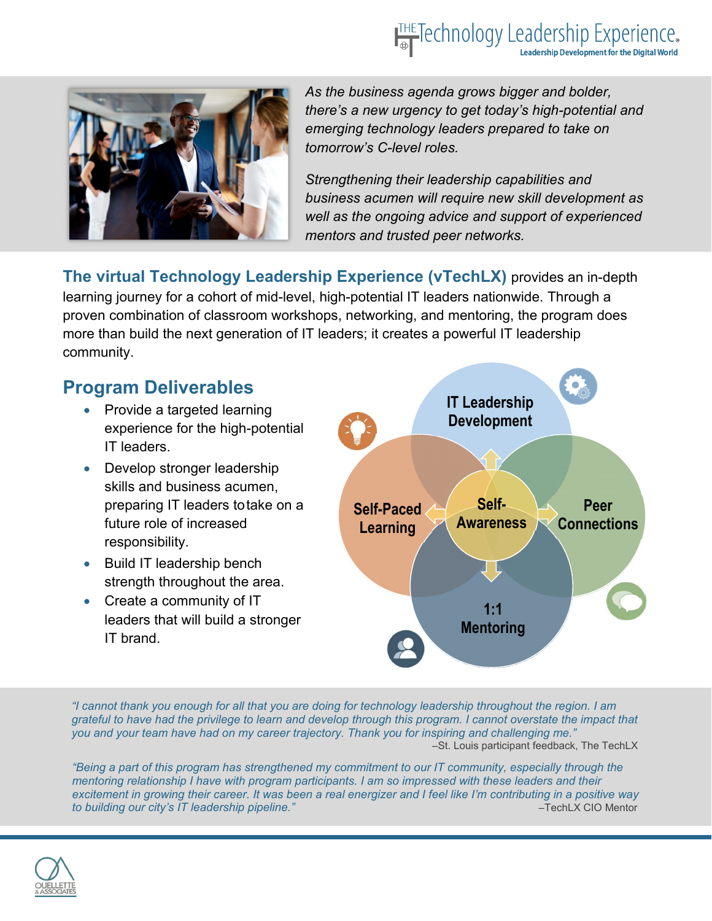*As the business agenda grows bigger and bolder, there's a new urgency to get today's high-potential and emerging technology leaders prepared to take on tomorrow's C-level roles.*

*Strengthening their leadership capabilities and business acumen will require new skill development as well as the ongoing advice and support of experienced mentors and trusted peer networks.*

**The virtual Technology Leadership Experience (vTechLX)** provides an in-depth learning journey for a cohort of mid-level, high-potential IT leaders nationwide. Through a proven combination of classroom workshops, networking, and mentoring, the program does more than build the next generation of IT leaders; it creates a powerful IT leadership community.

## Program Deliverables

- Provide a targeted learning experience for the high-potential IT leaders.
- Develop stronger leadership skills and business acumen, preparing IT leaders to take on a future role of increased responsibility.
- Build IT leadership bench strength throughout the area.
- Create a community of IT leaders that will build a stronger IT brand.

IT Leadership Development

Self-Paced Learning

Self-Awareness

Peer Connections

1:1 Mentoring

*"I cannot thank you enough for all that you are doing for technology leadership throughout the region. I am grateful to have had the privilege to learn and develop through this program. I cannot overstate the impact that you and your team have had on my career trajectory. Thank you for inspiring and challenging me."*

–St. Louis participant feedback, The TechLX

*"Being a part of this program has strengthened my commitment to our IT community, especially through the mentoring relationship I have with program participants. I am so impressed with these leaders and their excitement in growing their career. It was been a real energizer and I feel like I'm contributing in a positive way to building our city's IT leadership pipeline."*

–TechLX CIO Mentor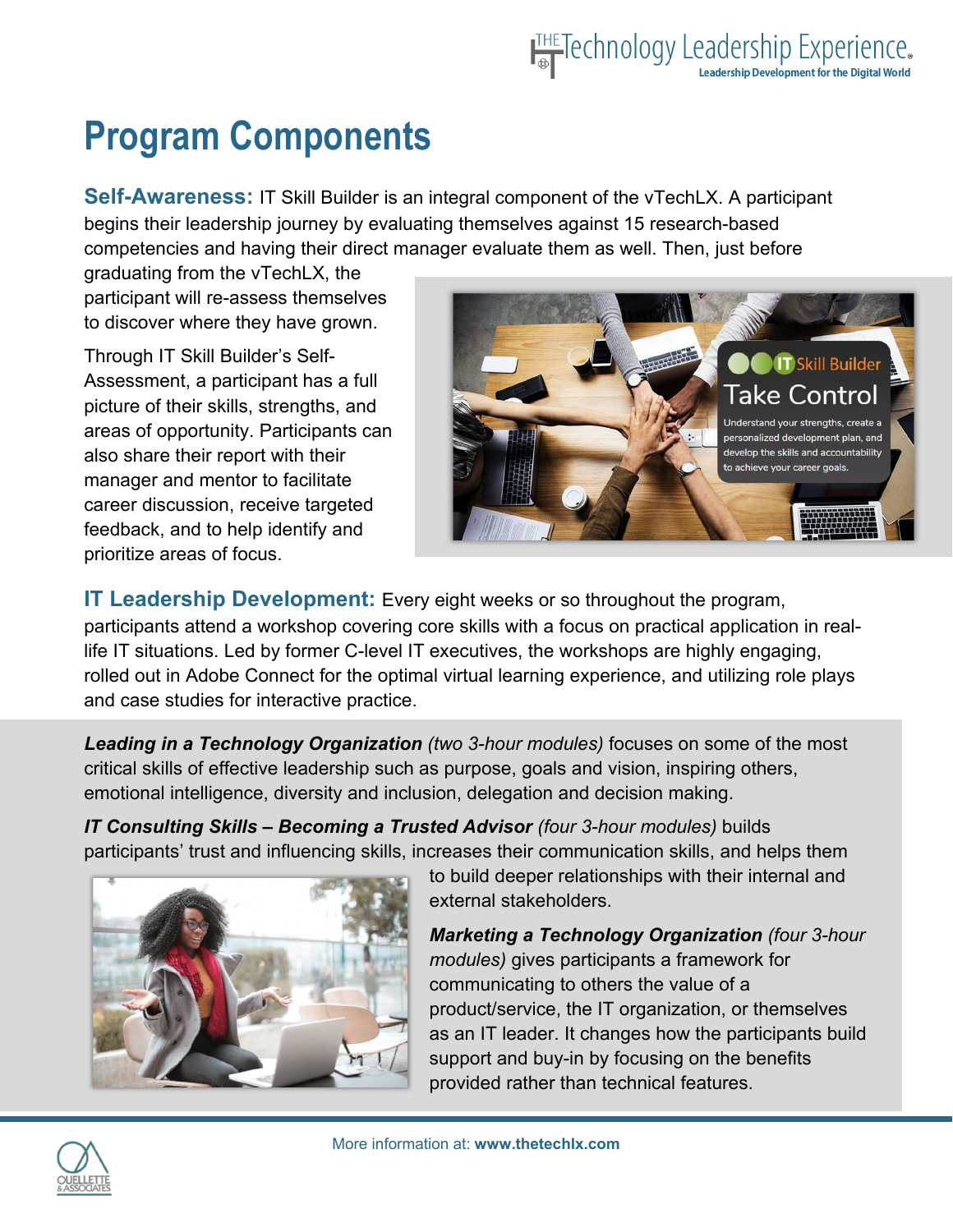# Program Components

**Self-Awareness:** IT Skill Builder is an integral component of the vTechLX. A participant begins their leadership journey by evaluating themselves against 15 research-based competencies and having their direct manager evaluate them as well. Then, just before graduating from the vTechLX, the participant will re-assess themselves to discover where they have grown.

Through IT Skill Builder's Self-Assessment, a participant has a full picture of their skills, strengths, and areas of opportunity. Participants can also share their report with their manager and mentor to facilitate career discussion, receive targeted feedback, and to help identify and prioritize areas of focus.

**IT Leadership Development:** Every eight weeks or so throughout the program, participants attend a workshop covering core skills with a focus on practical application in real-life IT situations. Led by former C-level IT executives, the workshops are highly engaging, rolled out in Adobe Connect for the optimal virtual learning experience, and utilizing role plays and case studies for interactive practice.

***Leading in a Technology Organization*** *(two 3-hour modules)* focuses on some of the most critical skills of effective leadership such as purpose, goals and vision, inspiring others, emotional intelligence, diversity and inclusion, delegation and decision making.

***IT Consulting Skills – Becoming a Trusted Advisor*** *(four 3-hour modules)* builds participants' trust and influencing skills, increases their communication skills, and helps them to build deeper relationships with their internal and external stakeholders.

***Marketing a Technology Organization*** *(four 3-hour modules)* gives participants a framework for communicating to others the value of a product/service, the IT organization, or themselves as an IT leader. It changes how the participants build support and buy-in by focusing on the benefits provided rather than technical features.

More information at: **www.thetechlx.com**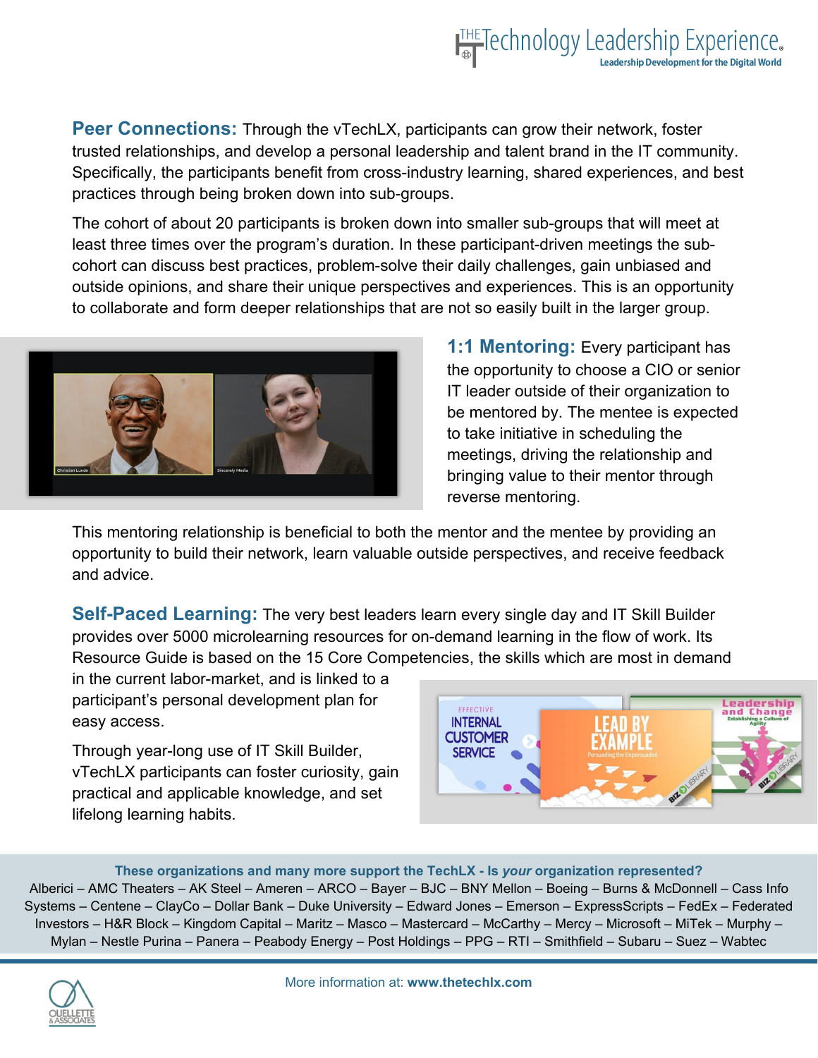**Peer Connections:** Through the vTechLX, participants can grow their network, foster trusted relationships, and develop a personal leadership and talent brand in the IT community. Specifically, the participants benefit from cross-industry learning, shared experiences, and best practices through being broken down into sub-groups.

The cohort of about 20 participants is broken down into smaller sub-groups that will meet at least three times over the program's duration. In these participant-driven meetings the sub-cohort can discuss best practices, problem-solve their daily challenges, gain unbiased and outside opinions, and share their unique perspectives and experiences. This is an opportunity to collaborate and form deeper relationships that are not so easily built in the larger group.

**1:1 Mentoring:** Every participant has the opportunity to choose a CIO or senior IT leader outside of their organization to be mentored by. The mentee is expected to take initiative in scheduling the meetings, driving the relationship and bringing value to their mentor through reverse mentoring.

This mentoring relationship is beneficial to both the mentor and the mentee by providing an opportunity to build their network, learn valuable outside perspectives, and receive feedback and advice.

**Self-Paced Learning:** The very best leaders learn every single day and IT Skill Builder provides over 5000 microlearning resources for on-demand learning in the flow of work. Its Resource Guide is based on the 15 Core Competencies, the skills which are most in demand in the current labor-market, and is linked to a participant's personal development plan for easy access.

Through year-long use of IT Skill Builder, vTechLX participants can foster curiosity, gain practical and applicable knowledge, and set lifelong learning habits.

**These organizations and many more support the TechLX - Is *your* organization represented?**

Alberici – AMC Theaters – AK Steel – Ameren – ARCO – Bayer – BJC – BNY Mellon – Boeing – Burns & McDonnell – Cass Info Systems – Centene – ClayCo – Dollar Bank – Duke University – Edward Jones – Emerson – ExpressScripts – FedEx – Federated Investors – H&R Block – Kingdom Capital – Maritz – Masco – Mastercard – McCarthy – Mercy – Microsoft – MiTek – Murphy – Mylan – Nestle Purina – Panera – Peabody Energy – Post Holdings – PPG – RTI – Smithfield – Subaru – Suez – Wabtec

More information at: **www.thetechlx.com**